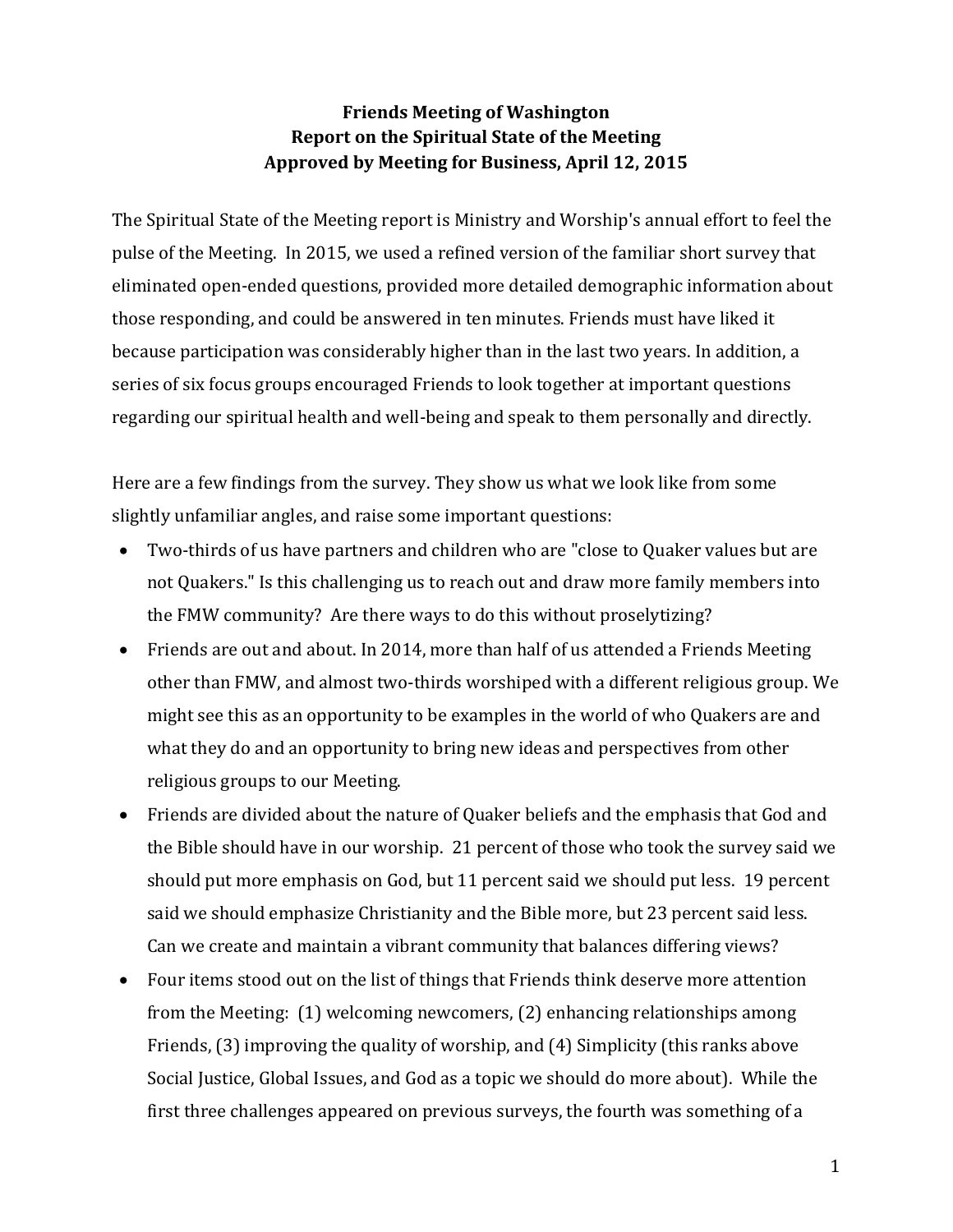**Friends Meeting of Washington**
**Report on the Spiritual State of the Meeting**
**Approved by Meeting for Business, April 12, 2015**

The Spiritual State of the Meeting report is Ministry and Worship's annual effort to feel the pulse of the Meeting. In 2015, we used a refined version of the familiar short survey that eliminated open-ended questions, provided more detailed demographic information about those responding, and could be answered in ten minutes. Friends must have liked it because participation was considerably higher than in the last two years. In addition, a series of six focus groups encouraged Friends to look together at important questions regarding our spiritual health and well-being and speak to them personally and directly.

Here are a few findings from the survey. They show us what we look like from some slightly unfamiliar angles, and raise some important questions:

- Two-thirds of us have partners and children who are "close to Quaker values but are not Quakers." Is this challenging us to reach out and draw more family members into the FMW community? Are there ways to do this without proselytizing?
- Friends are out and about. In 2014, more than half of us attended a Friends Meeting other than FMW, and almost two-thirds worshiped with a different religious group. We might see this as an opportunity to be examples in the world of who Quakers are and what they do and an opportunity to bring new ideas and perspectives from other religious groups to our Meeting.
- Friends are divided about the nature of Quaker beliefs and the emphasis that God and the Bible should have in our worship. 21 percent of those who took the survey said we should put more emphasis on God, but 11 percent said we should put less. 19 percent said we should emphasize Christianity and the Bible more, but 23 percent said less. Can we create and maintain a vibrant community that balances differing views?
- Four items stood out on the list of things that Friends think deserve more attention from the Meeting: (1) welcoming newcomers, (2) enhancing relationships among Friends, (3) improving the quality of worship, and (4) Simplicity (this ranks above Social Justice, Global Issues, and God as a topic we should do more about). While the first three challenges appeared on previous surveys, the fourth was something of a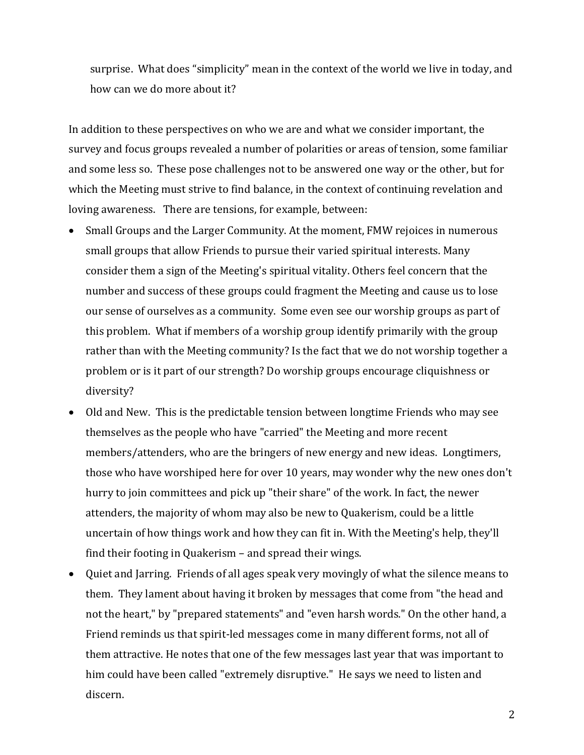surprise. What does "simplicity" mean in the context of the world we live in today, and how can we do more about it?

In addition to these perspectives on who we are and what we consider important, the survey and focus groups revealed a number of polarities or areas of tension, some familiar and some less so. These pose challenges not to be answered one way or the other, but for which the Meeting must strive to find balance, in the context of continuing revelation and loving awareness. There are tensions, for example, between:

- Small Groups and the Larger Community. At the moment, FMW rejoices in numerous small groups that allow Friends to pursue their varied spiritual interests. Many consider them a sign of the Meeting's spiritual vitality. Others feel concern that the number and success of these groups could fragment the Meeting and cause us to lose our sense of ourselves as a community. Some even see our worship groups as part of this problem. What if members of a worship group identify primarily with the group rather than with the Meeting community? Is the fact that we do not worship together a problem or is it part of our strength? Do worship groups encourage cliquishness or diversity?
- Old and New. This is the predictable tension between longtime Friends who may see themselves as the people who have "carried" the Meeting and more recent members/attenders, who are the bringers of new energy and new ideas. Longtimers, those who have worshiped here for over 10 years, may wonder why the new ones don't hurry to join committees and pick up "their share" of the work. In fact, the newer attenders, the majority of whom may also be new to Quakerism, could be a little uncertain of how things work and how they can fit in. With the Meeting's help, they'll find their footing in Quakerism – and spread their wings.
- Quiet and Jarring. Friends of all ages speak very movingly of what the silence means to them. They lament about having it broken by messages that come from "the head and not the heart," by "prepared statements" and "even harsh words." On the other hand, a Friend reminds us that spirit-led messages come in many different forms, not all of them attractive. He notes that one of the few messages last year that was important to him could have been called "extremely disruptive." He says we need to listen and discern.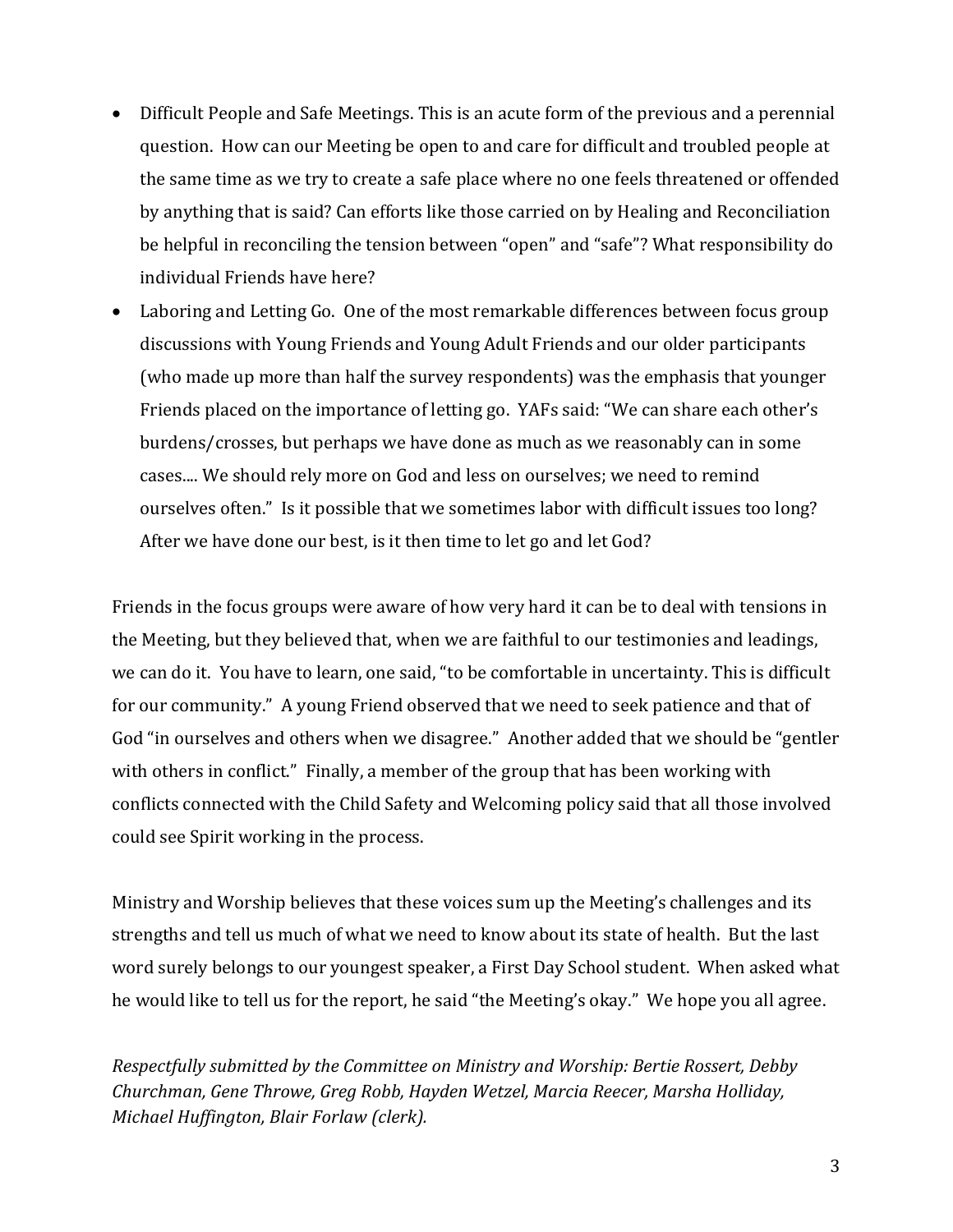- Difficult People and Safe Meetings. This is an acute form of the previous and a perennial question. How can our Meeting be open to and care for difficult and troubled people at the same time as we try to create a safe place where no one feels threatened or offended by anything that is said? Can efforts like those carried on by Healing and Reconciliation be helpful in reconciling the tension between "open" and "safe"? What responsibility do individual Friends have here?
- Laboring and Letting Go. One of the most remarkable differences between focus group discussions with Young Friends and Young Adult Friends and our older participants (who made up more than half the survey respondents) was the emphasis that younger Friends placed on the importance of letting go. YAFs said: "We can share each other's burdens/crosses, but perhaps we have done as much as we reasonably can in some cases.... We should rely more on God and less on ourselves; we need to remind ourselves often." Is it possible that we sometimes labor with difficult issues too long? After we have done our best, is it then time to let go and let God?

Friends in the focus groups were aware of how very hard it can be to deal with tensions in the Meeting, but they believed that, when we are faithful to our testimonies and leadings, we can do it. You have to learn, one said, "to be comfortable in uncertainty. This is difficult for our community." A young Friend observed that we need to seek patience and that of God "in ourselves and others when we disagree." Another added that we should be "gentler with others in conflict." Finally, a member of the group that has been working with conflicts connected with the Child Safety and Welcoming policy said that all those involved could see Spirit working in the process.

Ministry and Worship believes that these voices sum up the Meeting's challenges and its strengths and tell us much of what we need to know about its state of health. But the last word surely belongs to our youngest speaker, a First Day School student. When asked what he would like to tell us for the report, he said "the Meeting's okay." We hope you all agree.

*Respectfully submitted by the Committee on Ministry and Worship: Bertie Rossert, Debby Churchman, Gene Throwe, Greg Robb, Hayden Wetzel, Marcia Reecer, Marsha Holliday, Michael Huffington, Blair Forlaw (clerk).*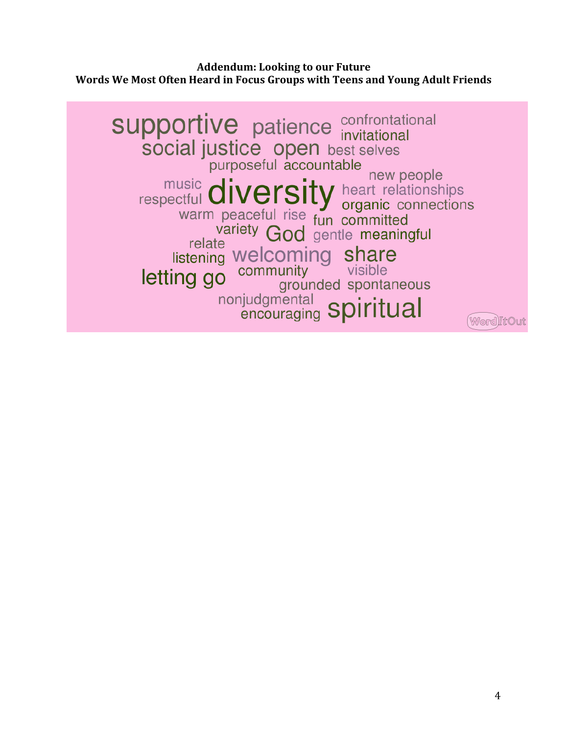**Addendum: Looking to our Future**
**Words We Most Often Heard in Focus Groups with Teens and Young Adult Friends**

supportive patience confrontational invitational
social justice open best selves
purposeful accountable
new people
music diversity heart relationships
respectful organic connections
warm peaceful rise fun committed
variety God gentle meaningful
relate
listening welcoming share
letting go community visible
grounded spontaneous
nonjudgmental
encouraging spiritual

WordItOut